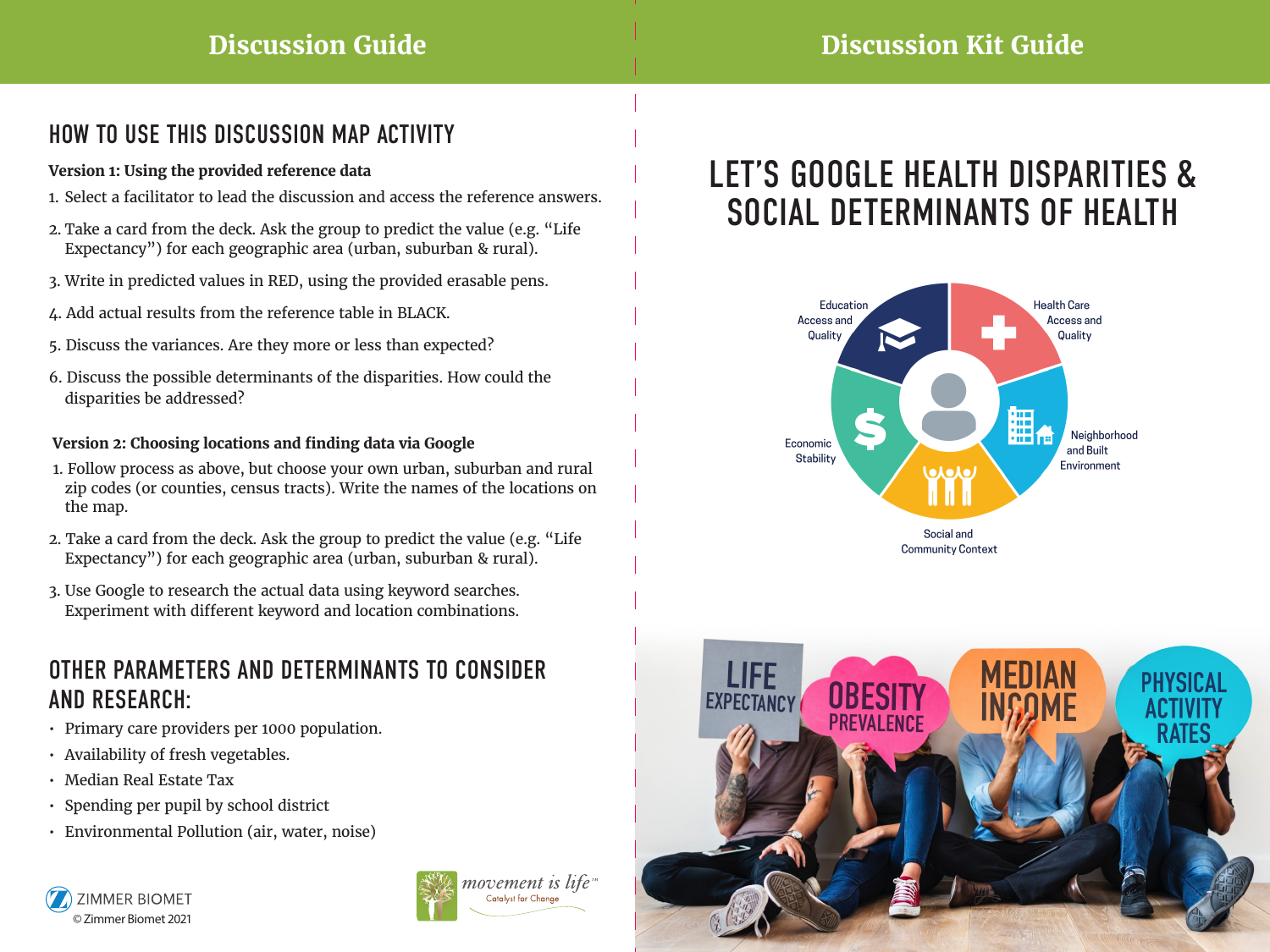# Discussion Guide

## HOW TO USE THIS DISCUSSION MAP ACTIVITY

**Version 1: Using the provided reference data**

1. Select a facilitator to lead the discussion and access the reference answers.
2. Take a card from the deck. Ask the group to predict the value (e.g. "Life Expectancy") for each geographic area (urban, suburban & rural).
3. Write in predicted values in RED, using the provided erasable pens.
4. Add actual results from the reference table in BLACK.
5. Discuss the variances. Are they more or less than expected?
6. Discuss the possible determinants of the disparities. How could the disparities be addressed?

**Version 2: Choosing locations and finding data via Google**

1. Follow process as above, but choose your own urban, suburban and rural zip codes (or counties, census tracts). Write the names of the locations on the map.
2. Take a card from the deck. Ask the group to predict the value (e.g. "Life Expectancy") for each geographic area (urban, suburban & rural).
3. Use Google to research the actual data using keyword searches. Experiment with different keyword and location combinations.

## OTHER PARAMETERS AND DETERMINANTS TO CONSIDER AND RESEARCH:

- Primary care providers per 1000 population.
- Availability of fresh vegetables.
- Median Real Estate Tax
- Spending per pupil by school district
- Environmental Pollution (air, water, noise)

ZIMMER BIOMET
© Zimmer Biomet 2021

movement is life™
Catalyst for Change

# Discussion Kit Guide

## LET'S GOOGLE HEALTH DISPARITIES & SOCIAL DETERMINANTS OF HEALTH

Education Access and Quality

Health Care Access and Quality

Economic Stability

Neighborhood and Built Environment

Social and Community Context

LIFE EXPECTANCY

OBESITY PREVALENCE

MEDIAN INCOME

PHYSICAL ACTIVITY RATES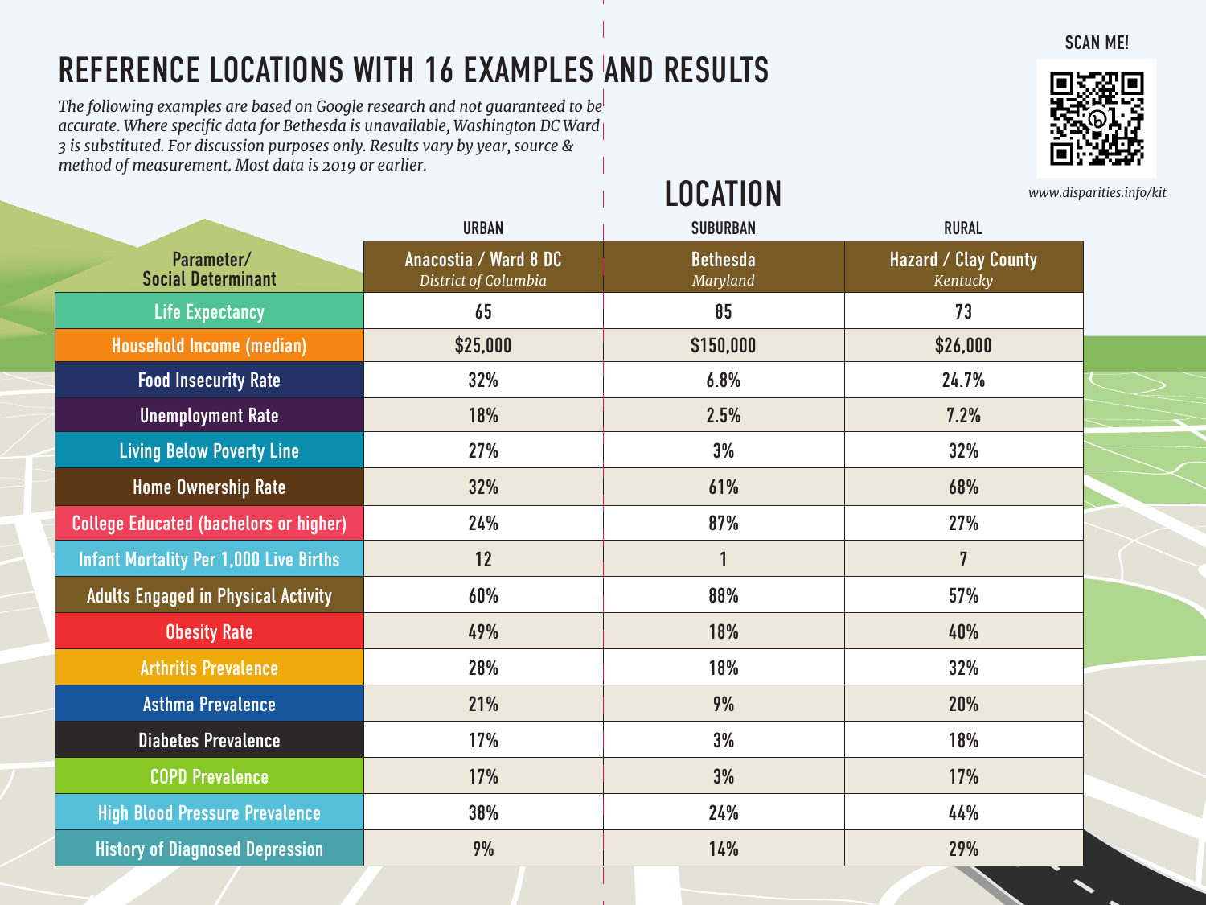# REFERENCE LOCATIONS WITH 16 EXAMPLES AND RESULTS

*The following examples are based on Google research and not guaranteed to be accurate. Where specific data for Bethesda is unavailable, Washington DC Ward 3 is substituted. For discussion purposes only. Results vary by year, source & method of measurement. Most data is 2019 or earlier.*

SCAN ME!

*www.disparities.info/kit*

## LOCATION

| | URBAN | SUBURBAN | RURAL |
|---|---|---|---|
| Parameter/ Social Determinant | Anacostia / Ward 8 DC *District of Columbia* | Bethesda *Maryland* | Hazard / Clay County *Kentucky* |
| Life Expectancy | 65 | 85 | 73 |
| Household Income (median) | $25,000 | $150,000 | $26,000 |
| Food Insecurity Rate | 32% | 6.8% | 24.7% |
| Unemployment Rate | 18% | 2.5% | 7.2% |
| Living Below Poverty Line | 27% | 3% | 32% |
| Home Ownership Rate | 32% | 61% | 68% |
| College Educated (bachelors or higher) | 24% | 87% | 27% |
| Infant Mortality Per 1,000 Live Births | 12 | 1 | 7 |
| Adults Engaged in Physical Activity | 60% | 88% | 57% |
| Obesity Rate | 49% | 18% | 40% |
| Arthritis Prevalence | 28% | 18% | 32% |
| Asthma Prevalence | 21% | 9% | 20% |
| Diabetes Prevalence | 17% | 3% | 18% |
| COPD Prevalence | 17% | 3% | 17% |
| High Blood Pressure Prevalence | 38% | 24% | 44% |
| History of Diagnosed Depression | 9% | 14% | 29% |